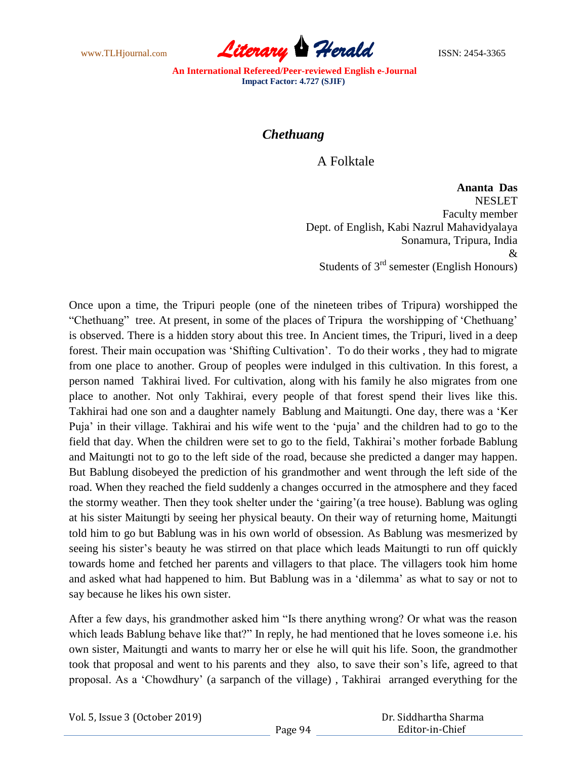# *Chethuang*

## A Folktale

**Ananta Das**
NESLET
Faculty member
Dept. of English, Kabi Nazrul Mahavidyalaya
Sonamura, Tripura, India
&
Students of 3rd semester (English Honours)

Once upon a time, the Tripuri people (one of the nineteen tribes of Tripura) worshipped the "Chethuang" tree. At present, in some of the places of Tripura the worshipping of 'Chethuang' is observed. There is a hidden story about this tree. In Ancient times, the Tripuri, lived in a deep forest. Their main occupation was 'Shifting Cultivation'. To do their works , they had to migrate from one place to another. Group of peoples were indulged in this cultivation. In this forest, a person named Takhirai lived. For cultivation, along with his family he also migrates from one place to another. Not only Takhirai, every people of that forest spend their lives like this. Takhirai had one son and a daughter namely Bablung and Maitungti. One day, there was a 'Ker Puja' in their village. Takhirai and his wife went to the 'puja' and the children had to go to the field that day. When the children were set to go to the field, Takhirai's mother forbade Bablung and Maitungti not to go to the left side of the road, because she predicted a danger may happen. But Bablung disobeyed the prediction of his grandmother and went through the left side of the road. When they reached the field suddenly a changes occurred in the atmosphere and they faced the stormy weather. Then they took shelter under the 'gairing'(a tree house). Bablung was ogling at his sister Maitungti by seeing her physical beauty. On their way of returning home, Maitungti told him to go but Bablung was in his own world of obsession. As Bablung was mesmerized by seeing his sister's beauty he was stirred on that place which leads Maitungti to run off quickly towards home and fetched her parents and villagers to that place. The villagers took him home and asked what had happened to him. But Bablung was in a 'dilemma' as what to say or not to say because he likes his own sister.

After a few days, his grandmother asked him "Is there anything wrong? Or what was the reason which leads Bablung behave like that?" In reply, he had mentioned that he loves someone i.e. his own sister, Maitungti and wants to marry her or else he will quit his life. Soon, the grandmother took that proposal and went to his parents and they also, to save their son's life, agreed to that proposal. As a 'Chowdhury' (a sarpanch of the village) , Takhirai arranged everything for the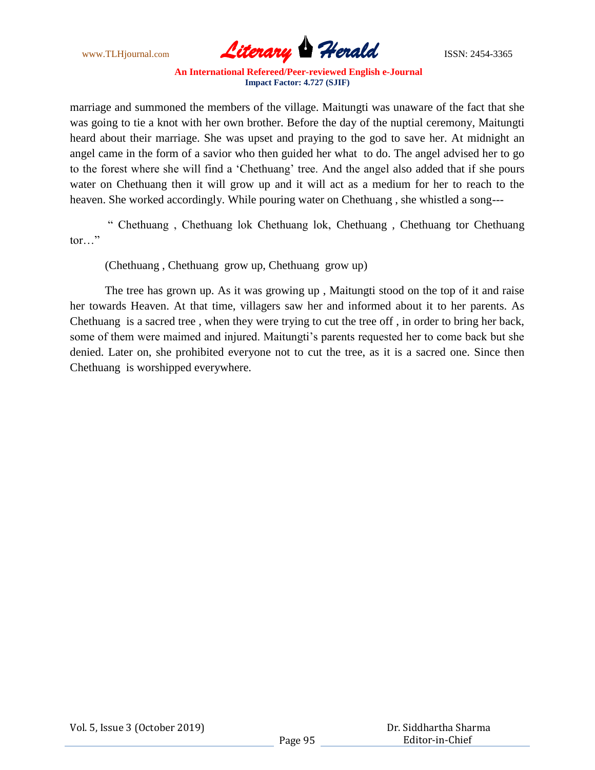marriage and summoned the members of the village. Maitungti was unaware of the fact that she was going to tie a knot with her own brother. Before the day of the nuptial ceremony, Maitungti heard about their marriage. She was upset and praying to the god to save her. At midnight an angel came in the form of a savior who then guided her what to do. The angel advised her to go to the forest where she will find a 'Chethuang' tree. And the angel also added that if she pours water on Chethuang then it will grow up and it will act as a medium for her to reach to the heaven. She worked accordingly. While pouring water on Chethuang , she whistled a song---

" Chethuang , Chethuang lok Chethuang lok, Chethuang , Chethuang tor Chethuang tor…"

(Chethuang , Chethuang grow up, Chethuang grow up)

The tree has grown up. As it was growing up , Maitungti stood on the top of it and raise her towards Heaven. At that time, villagers saw her and informed about it to her parents. As Chethuang is a sacred tree , when they were trying to cut the tree off , in order to bring her back, some of them were maimed and injured. Maitungti's parents requested her to come back but she denied. Later on, she prohibited everyone not to cut the tree, as it is a sacred one. Since then Chethuang is worshipped everywhere.